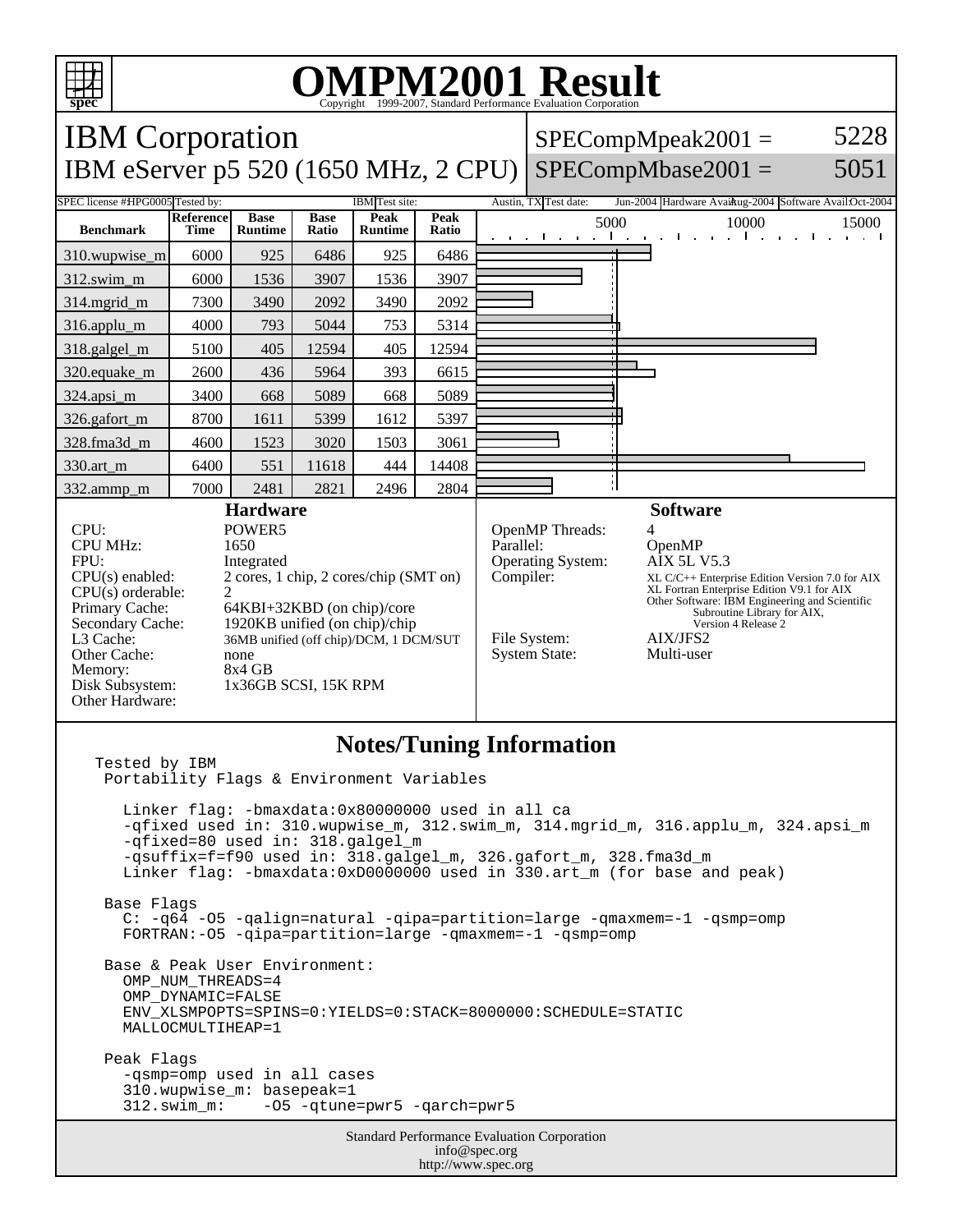# OMPM2001 Result

Copyright 1999-2007, Standard Performance Evaluation Corporation

## IBM Corporation

## IBM eServer p5 520 (1650 MHz, 2 CPU)

SPECompMpeak2001 = 5228

SPECompMbase2001 = 5051

SPEC license #: HPG0005 | Tested by: IBM | Test site: Austin, TX | Test date: Jun-2004 | Hardware Avail: Aug-2004 | Software Avail: Oct-2004

| Benchmark | Reference Time | Base Runtime | Base Ratio | Peak Runtime | Peak Ratio |
|---|---|---|---|---|---|
| 310.wupwise_m | 6000 | 925 | 6486 | 925 | 6486 |
| 312.swim_m | 6000 | 1536 | 3907 | 1536 | 3907 |
| 314.mgrid_m | 7300 | 3490 | 2092 | 3490 | 2092 |
| 316.applu_m | 4000 | 793 | 5044 | 753 | 5314 |
| 318.galgel_m | 5100 | 405 | 12594 | 405 | 12594 |
| 320.equake_m | 2600 | 436 | 5964 | 393 | 6615 |
| 324.apsi_m | 3400 | 668 | 5089 | 668 | 5089 |
| 326.gafort_m | 8700 | 1611 | 5399 | 1612 | 5397 |
| 328.fma3d_m | 4600 | 1523 | 3020 | 1503 | 3061 |
| 330.art_m | 6400 | 551 | 11618 | 444 | 14408 |
| 332.ammp_m | 7000 | 2481 | 2821 | 2496 | 2804 |

### Hardware

- CPU: POWER5
- CPU MHz: 1650
- FPU: Integrated
- CPU(s) enabled: 2 cores, 1 chip, 2 cores/chip (SMT on)
- CPU(s) orderable: 2
- Primary Cache: 64KBI+32KBD (on chip)/core
- Secondary Cache: 1920KB unified (on chip)/chip
- L3 Cache: 36MB unified (off chip)/DCM, 1 DCM/SUT
- Other Cache: none
- Memory: 8x4 GB
- Disk Subsystem: 1x36GB SCSI, 15K RPM
- Other Hardware:

### Software

- OpenMP Threads: 4
- Parallel: OpenMP
- Operating System: AIX 5L V5.3
- Compiler: XL C/C++ Enterprise Edition Version 7.0 for AIX; XL Fortran Enterprise Edition V9.1 for AIX; Other Software: IBM Engineering and Scientific Subroutine Library for AIX, Version 4 Release 2
- File System: AIX/JFS2
- System State: Multi-user

### Notes/Tuning Information

```
Tested by IBM
 Portability Flags & Environment Variables

   Linker flag: -bmaxdata:0x80000000 used in all ca
   -qfixed used in: 310.wupwise_m, 312.swim_m, 314.mgrid_m, 316.applu_m, 324.apsi_m
   -qfixed=80 used in: 318.galgel_m
   -qsuffix=f=f90 used in: 318.galgel_m, 326.gafort_m, 328.fma3d_m
   Linker flag: -bmaxdata:0xD0000000 used in 330.art_m (for base and peak)

 Base Flags
   C: -q64 -O5 -qalign=natural -qipa=partition=large -qmaxmem=-1 -qsmp=omp
   FORTRAN:-O5 -qipa=partition=large -qmaxmem=-1 -qsmp=omp

 Base & Peak User Environment:
   OMP_NUM_THREADS=4
   OMP_DYNAMIC=FALSE
   ENV_XLSMPOPTS=SPINS=0:YIELDS=0:STACK=8000000:SCHEDULE=STATIC
   MALLOCMULTIHEAP=1

 Peak Flags
   -qsmp=omp used in all cases
   310.wupwise_m: basepeak=1
   312.swim_m:    -O5 -qtune=pwr5 -qarch=pwr5
```

Standard Performance Evaluation Corporation
info@spec.org
http://www.spec.org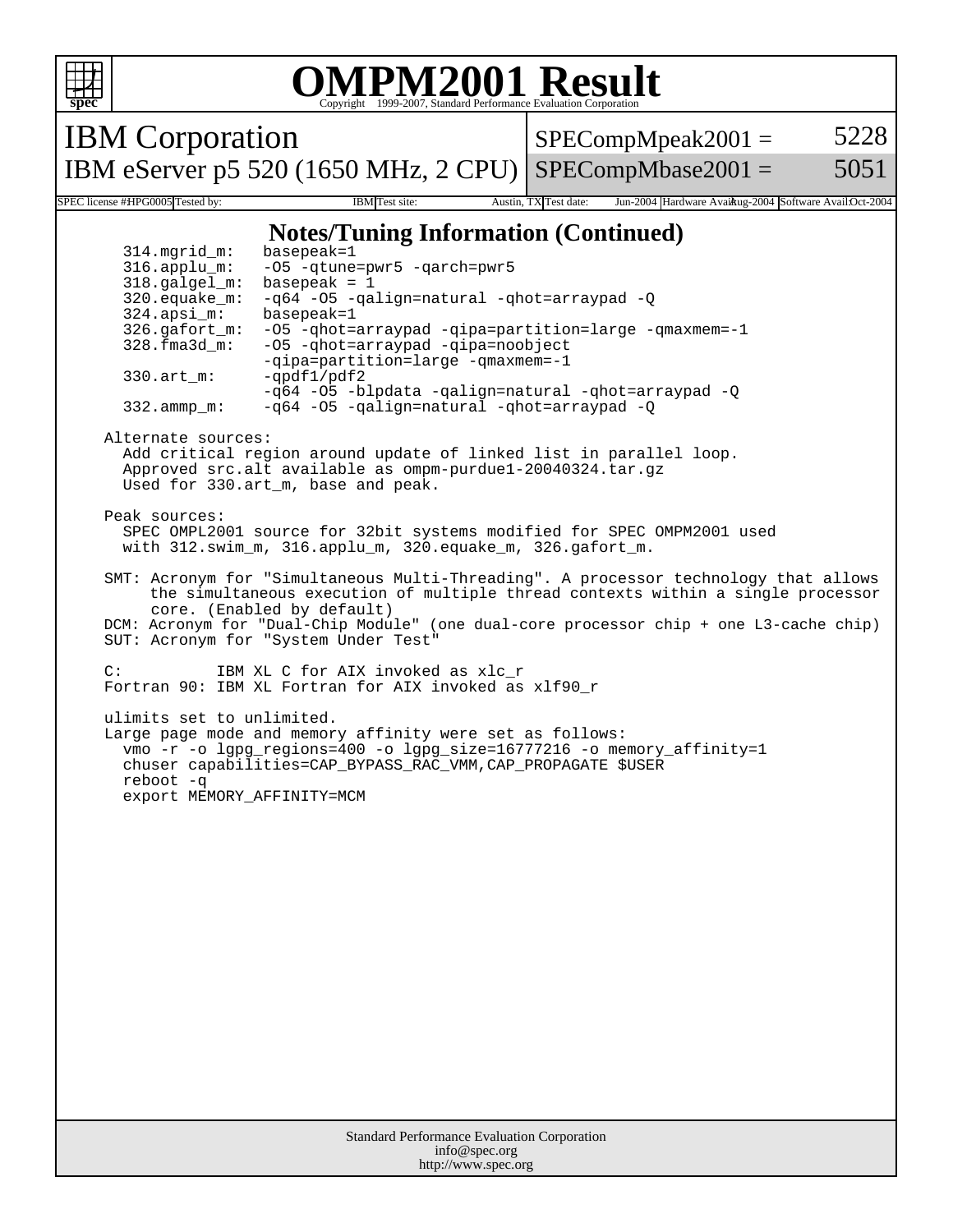# OMPM2001 Result

Copyright 1999-2007, Standard Performance Evaluation Corporation

## IBM Corporation

## IBM eServer p5 520 (1650 MHz, 2 CPU)

SPECompMpeak2001 = 5228

SPECompMbase2001 = 5051

SPEC license #: HPG0005 Tested by: IBM Test site: Austin, TX Test date: Jun-2004 Hardware Avail: Aug-2004 Software Avail: Oct-2004

### Notes/Tuning Information (Continued)

```
  314.mgrid_m:   basepeak=1
  316.applu_m:   -O5 -qtune=pwr5 -qarch=pwr5
  318.galgel_m:  basepeak = 1
  320.equake_m:  -q64 -O5 -qalign=natural -qhot=arraypad -Q
  324.apsi_m:    basepeak=1
  326.gafort_m:  -O5 -qhot=arraypad -qipa=partition=large -qmaxmem=-1
  328.fma3d_m:   -O5 -qhot=arraypad -qipa=noobject
                 -qipa=partition=large -qmaxmem=-1
  330.art_m:     -qpdf1/pdf2
                 -q64 -O5 -blpdata -qalign=natural -qhot=arraypad -Q
  332.ammp_m:    -q64 -O5 -qalign=natural -qhot=arraypad -Q

Alternate sources:
  Add critical region around update of linked list in parallel loop.
  Approved src.alt available as ompm-purdue1-20040324.tar.gz
  Used for 330.art_m, base and peak.

Peak sources:
  SPEC OMPL2001 source for 32bit systems modified for SPEC OMPM2001 used
  with 312.swim_m, 316.applu_m, 320.equake_m, 326.gafort_m.

SMT: Acronym for "Simultaneous Multi-Threading". A processor technology that allows
     the simultaneous execution of multiple thread contexts within a single processor
     core. (Enabled by default)
DCM: Acronym for "Dual-Chip Module" (one dual-core processor chip + one L3-cache chip)
SUT: Acronym for "System Under Test"

C:          IBM XL C for AIX invoked as xlc_r
Fortran 90: IBM XL Fortran for AIX invoked as xlf90_r

ulimits set to unlimited.
Large page mode and memory affinity were set as follows:
  vmo -r -o lgpg_regions=400 -o lgpg_size=16777216 -o memory_affinity=1
  chuser capabilities=CAP_BYPASS_RAC_VMM,CAP_PROPAGATE $USER
  reboot -q
  export MEMORY_AFFINITY=MCM
```

Standard Performance Evaluation Corporation
info@spec.org
http://www.spec.org